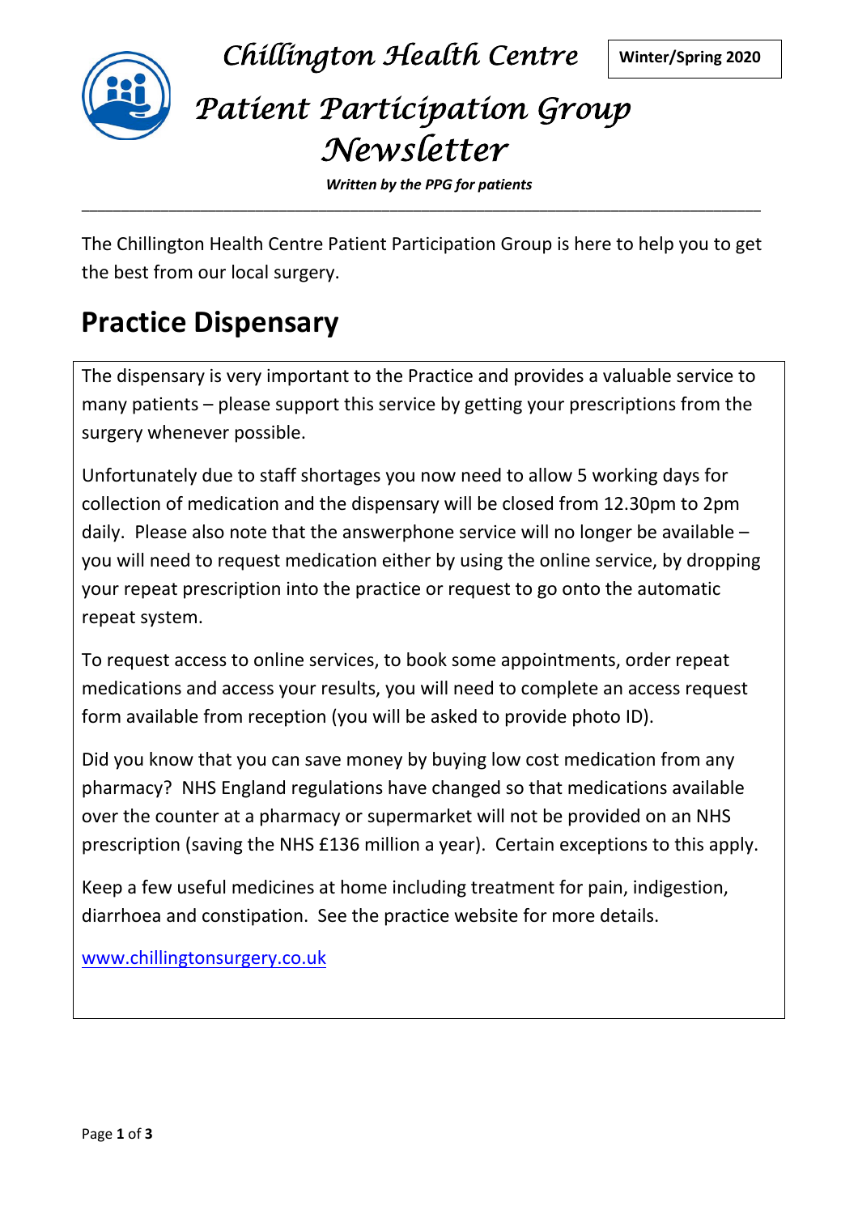# Chillington Health Centre

**Winter/Spring 2020**

# Patient Participation Group Newsletter

***Written by the PPG for patients***

---

The Chillington Health Centre Patient Participation Group is here to help you to get the best from our local surgery.

## Practice Dispensary

The dispensary is very important to the Practice and provides a valuable service to many patients – please support this service by getting your prescriptions from the surgery whenever possible.

Unfortunately due to staff shortages you now need to allow 5 working days for collection of medication and the dispensary will be closed from 12.30pm to 2pm daily. Please also note that the answerphone service will no longer be available – you will need to request medication either by using the online service, by dropping your repeat prescription into the practice or request to go onto the automatic repeat system.

To request access to online services, to book some appointments, order repeat medications and access your results, you will need to complete an access request form available from reception (you will be asked to provide photo ID).

Did you know that you can save money by buying low cost medication from any pharmacy? NHS England regulations have changed so that medications available over the counter at a pharmacy or supermarket will not be provided on an NHS prescription (saving the NHS £136 million a year). Certain exceptions to this apply.

Keep a few useful medicines at home including treatment for pain, indigestion, diarrhoea and constipation. See the practice website for more details.

[www.chillingtonsurgery.co.uk](http://www.chillingtonsurgery.co.uk)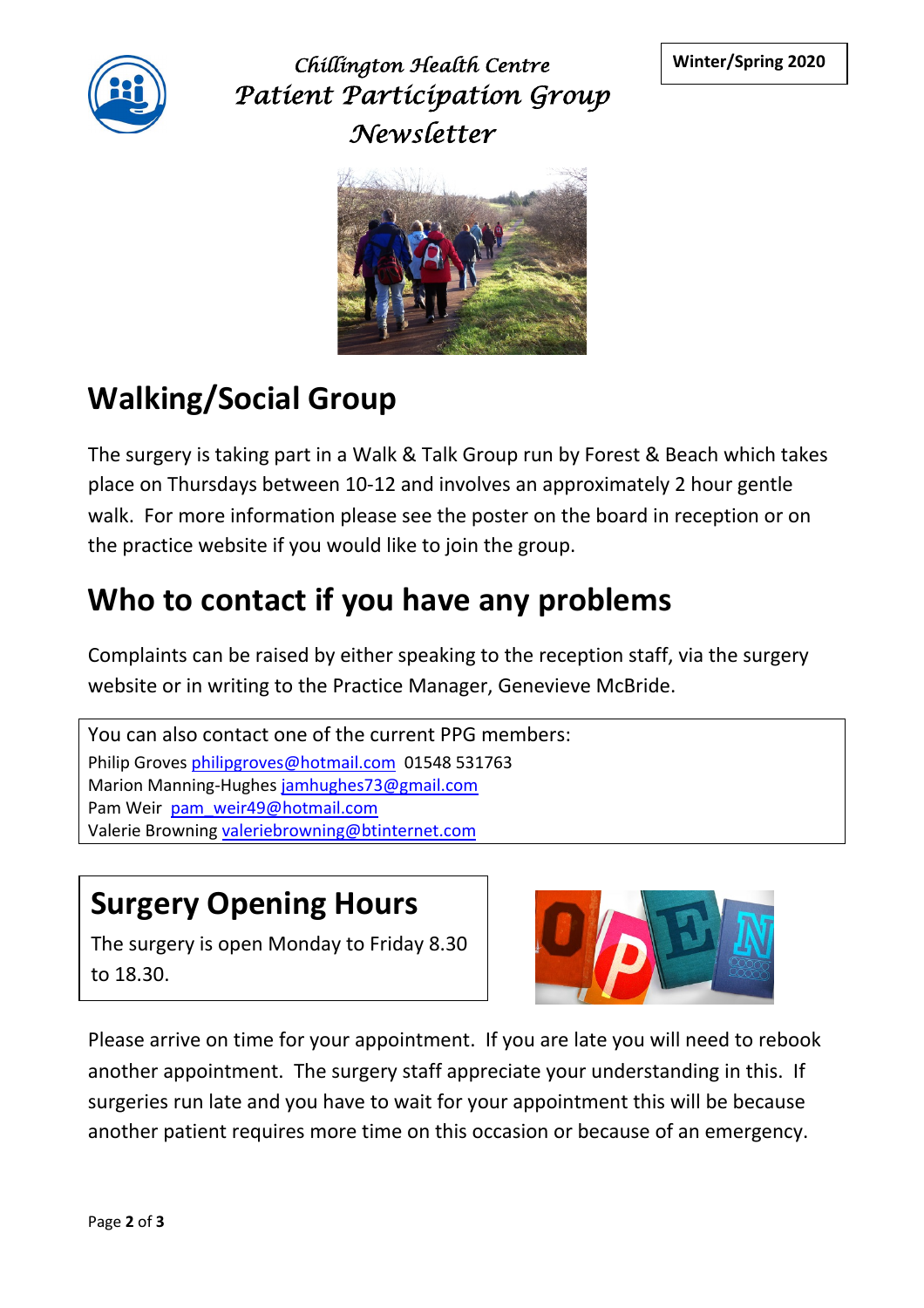Chillington Health Centre
Patient Participation Group
Newsletter

**Winter/Spring 2020**

## Walking/Social Group

The surgery is taking part in a Walk & Talk Group run by Forest & Beach which takes place on Thursdays between 10-12 and involves an approximately 2 hour gentle walk. For more information please see the poster on the board in reception or on the practice website if you would like to join the group.

## Who to contact if you have any problems

Complaints can be raised by either speaking to the reception staff, via the surgery website or in writing to the Practice Manager, Genevieve McBride.

You can also contact one of the current PPG members:
Philip Groves philipgroves@hotmail.com 01548 531763
Marion Manning-Hughes jamhughes73@gmail.com
Pam Weir pam_weir49@hotmail.com
Valerie Browning valeriebrowning@btinternet.com

## Surgery Opening Hours

The surgery is open Monday to Friday 8.30 to 18.30.

Please arrive on time for your appointment. If you are late you will need to rebook another appointment. The surgery staff appreciate your understanding in this. If surgeries run late and you have to wait for your appointment this will be because another patient requires more time on this occasion or because of an emergency.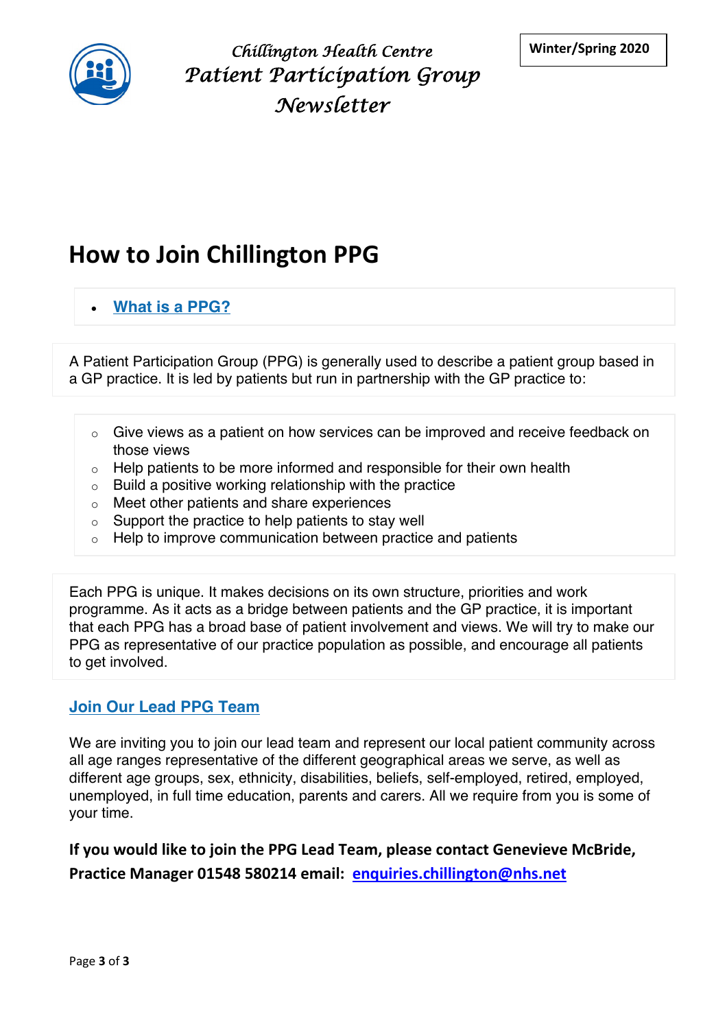Chillington Health Centre
Patient Participation Group
Newsletter

Winter/Spring 2020

# How to Join Chillington PPG

- **What is a PPG?**

A Patient Participation Group (PPG) is generally used to describe a patient group based in a GP practice. It is led by patients but run in partnership with the GP practice to:

- Give views as a patient on how services can be improved and receive feedback on those views
- Help patients to be more informed and responsible for their own health
- Build a positive working relationship with the practice
- Meet other patients and share experiences
- Support the practice to help patients to stay well
- Help to improve communication between practice and patients

Each PPG is unique. It makes decisions on its own structure, priorities and work programme. As it acts as a bridge between patients and the GP practice, it is important that each PPG has a broad base of patient involvement and views. We will try to make our PPG as representative of our practice population as possible, and encourage all patients to get involved.

## Join Our Lead PPG Team

We are inviting you to join our lead team and represent our local patient community across all age ranges representative of the different geographical areas we serve, as well as different age groups, sex, ethnicity, disabilities, beliefs, self-employed, retired, employed, unemployed, in full time education, parents and carers. All we require from you is some of your time.

**If you would like to join the PPG Lead Team, please contact Genevieve McBride, Practice Manager 01548 580214 email: enquiries.chillington@nhs.net**